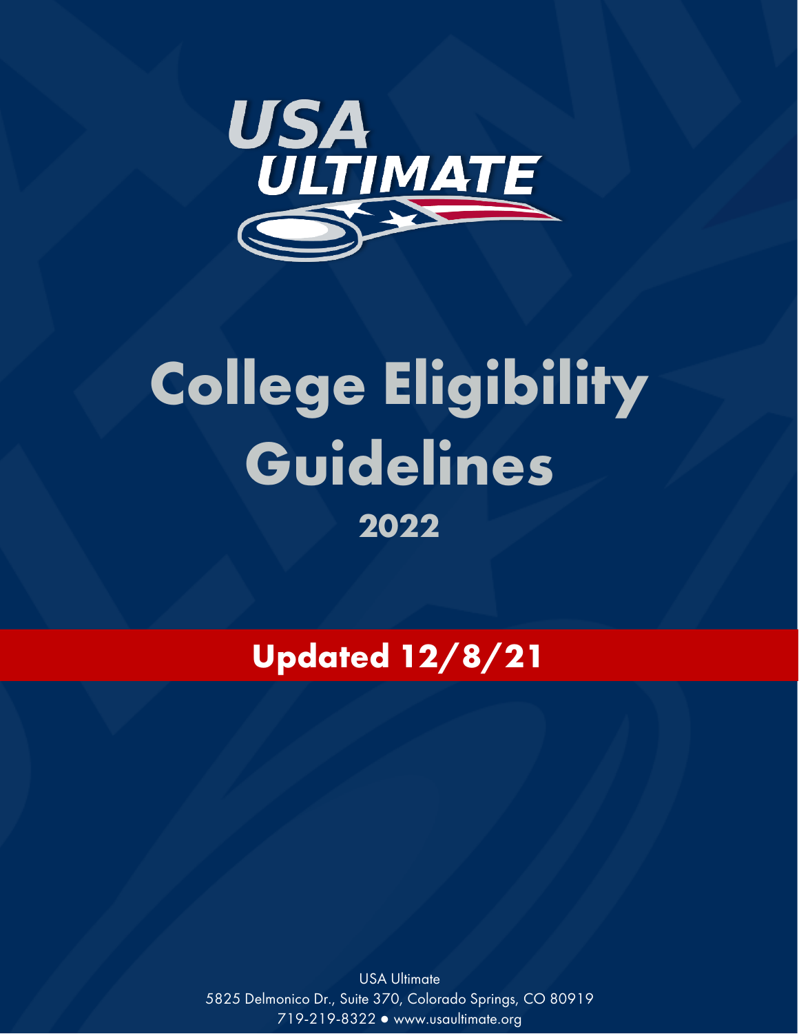USA ULTIMATE

# College Eligibility Guidelines

## 2022

**Updated 12/8/21**

USA Ultimate
5825 Delmonico Dr., Suite 370, Colorado Springs, CO 80919
719-219-8322 ● www.usaultimate.org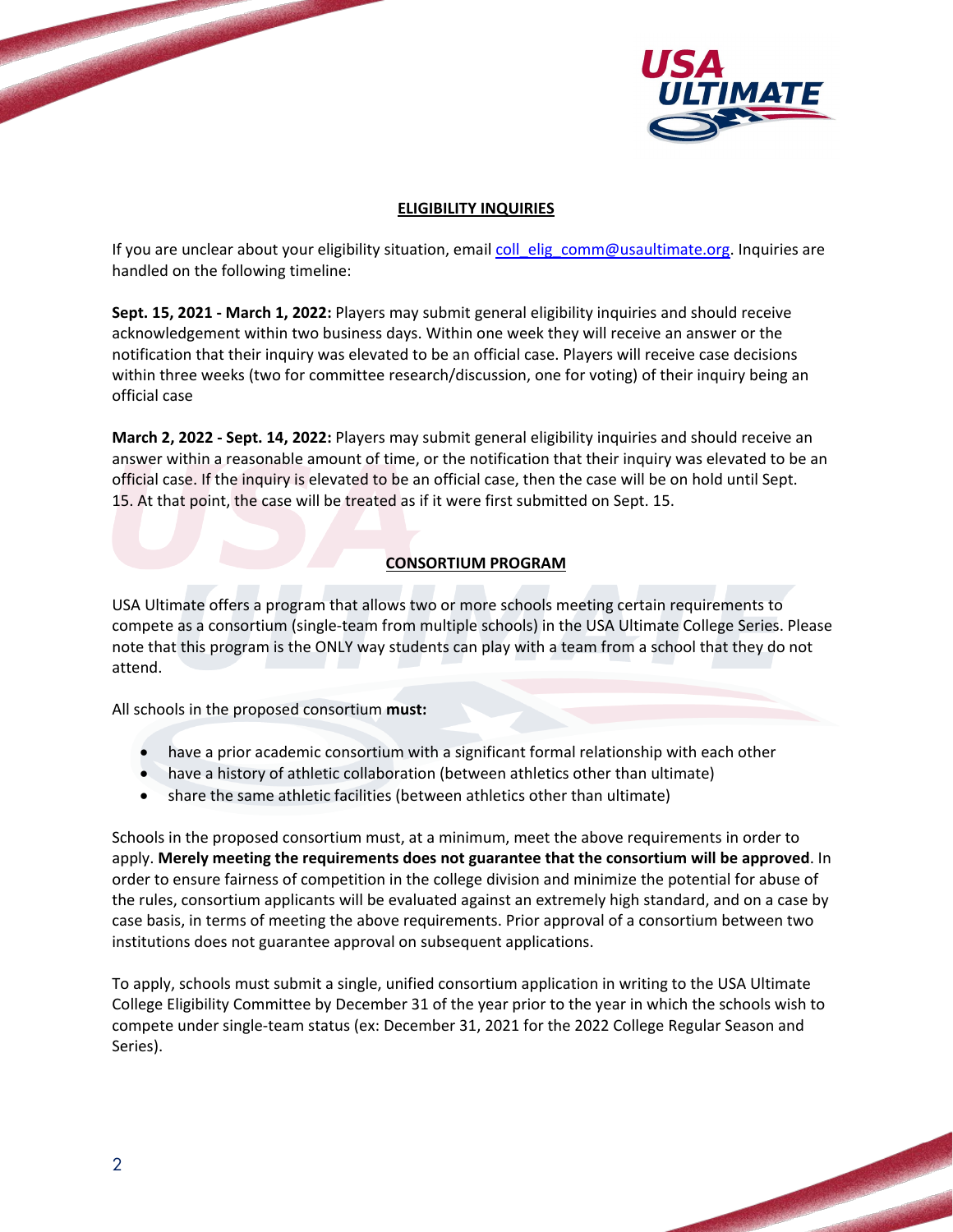## ELIGIBILITY INQUIRIES

If you are unclear about your eligibility situation, email coll_elig_comm@usaultimate.org. Inquiries are handled on the following timeline:

**Sept. 15, 2021 - March 1, 2022:** Players may submit general eligibility inquiries and should receive acknowledgement within two business days. Within one week they will receive an answer or the notification that their inquiry was elevated to be an official case. Players will receive case decisions within three weeks (two for committee research/discussion, one for voting) of their inquiry being an official case

**March 2, 2022 - Sept. 14, 2022:** Players may submit general eligibility inquiries and should receive an answer within a reasonable amount of time, or the notification that their inquiry was elevated to be an official case. If the inquiry is elevated to be an official case, then the case will be on hold until Sept. 15. At that point, the case will be treated as if it were first submitted on Sept. 15.

## CONSORTIUM PROGRAM

USA Ultimate offers a program that allows two or more schools meeting certain requirements to compete as a consortium (single-team from multiple schools) in the USA Ultimate College Series. Please note that this program is the ONLY way students can play with a team from a school that they do not attend.

All schools in the proposed consortium **must:**

- have a prior academic consortium with a significant formal relationship with each other
- have a history of athletic collaboration (between athletics other than ultimate)
- share the same athletic facilities (between athletics other than ultimate)

Schools in the proposed consortium must, at a minimum, meet the above requirements in order to apply. **Merely meeting the requirements does not guarantee that the consortium will be approved**. In order to ensure fairness of competition in the college division and minimize the potential for abuse of the rules, consortium applicants will be evaluated against an extremely high standard, and on a case by case basis, in terms of meeting the above requirements. Prior approval of a consortium between two institutions does not guarantee approval on subsequent applications.

To apply, schools must submit a single, unified consortium application in writing to the USA Ultimate College Eligibility Committee by December 31 of the year prior to the year in which the schools wish to compete under single-team status (ex: December 31, 2021 for the 2022 College Regular Season and Series).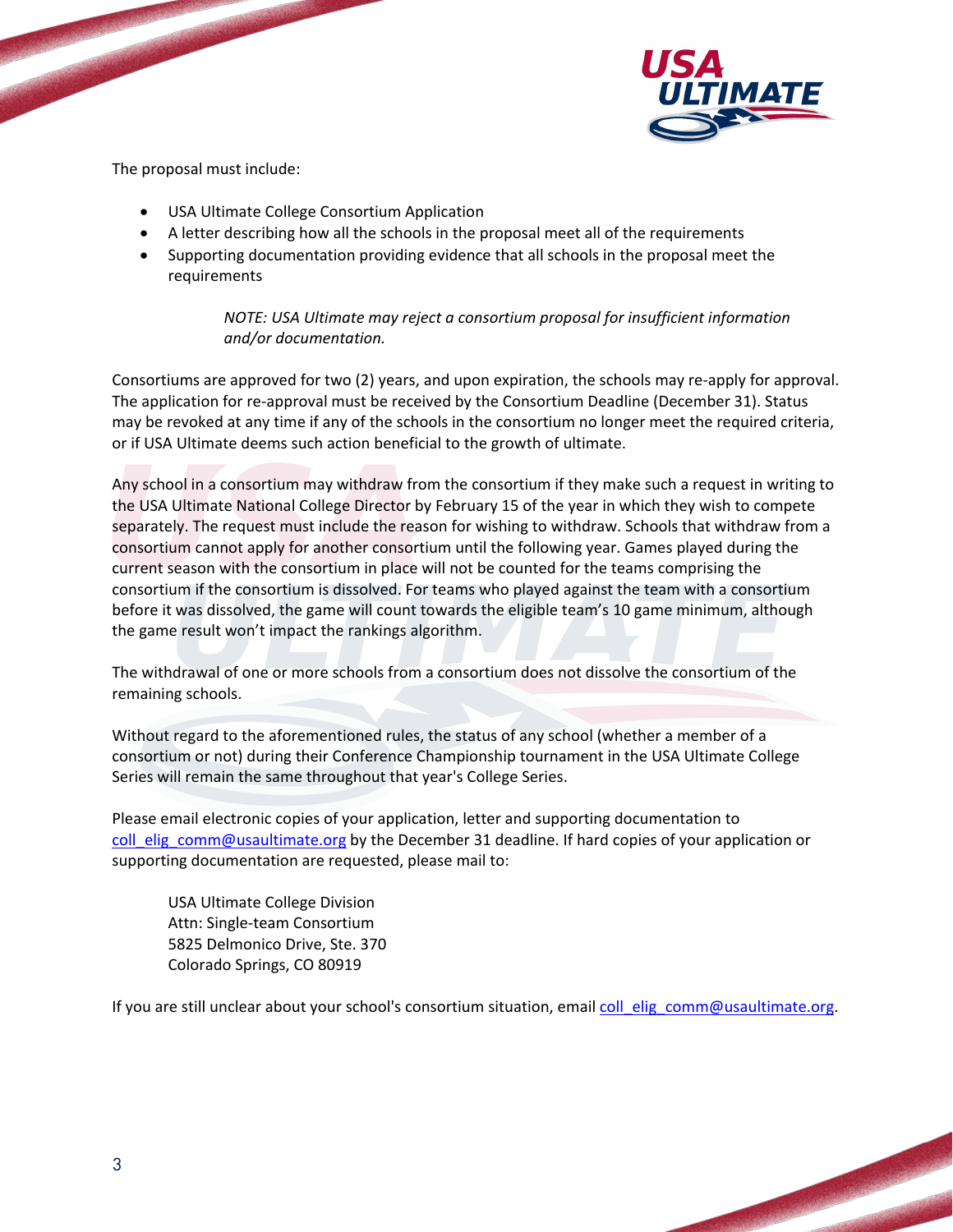The proposal must include:

- USA Ultimate College Consortium Application
- A letter describing how all the schools in the proposal meet all of the requirements
- Supporting documentation providing evidence that all schools in the proposal meet the requirements

> *NOTE: USA Ultimate may reject a consortium proposal for insufficient information and/or documentation.*

Consortiums are approved for two (2) years, and upon expiration, the schools may re-apply for approval. The application for re-approval must be received by the Consortium Deadline (December 31). Status may be revoked at any time if any of the schools in the consortium no longer meet the required criteria, or if USA Ultimate deems such action beneficial to the growth of ultimate.

Any school in a consortium may withdraw from the consortium if they make such a request in writing to the USA Ultimate National College Director by February 15 of the year in which they wish to compete separately. The request must include the reason for wishing to withdraw. Schools that withdraw from a consortium cannot apply for another consortium until the following year. Games played during the current season with the consortium in place will not be counted for the teams comprising the consortium if the consortium is dissolved. For teams who played against the team with a consortium before it was dissolved, the game will count towards the eligible team's 10 game minimum, although the game result won't impact the rankings algorithm.

The withdrawal of one or more schools from a consortium does not dissolve the consortium of the remaining schools.

Without regard to the aforementioned rules, the status of any school (whether a member of a consortium or not) during their Conference Championship tournament in the USA Ultimate College Series will remain the same throughout that year's College Series.

Please email electronic copies of your application, letter and supporting documentation to coll_elig_comm@usaultimate.org by the December 31 deadline. If hard copies of your application or supporting documentation are requested, please mail to:

USA Ultimate College Division
Attn: Single-team Consortium
5825 Delmonico Drive, Ste. 370
Colorado Springs, CO 80919

If you are still unclear about your school's consortium situation, email coll_elig_comm@usaultimate.org.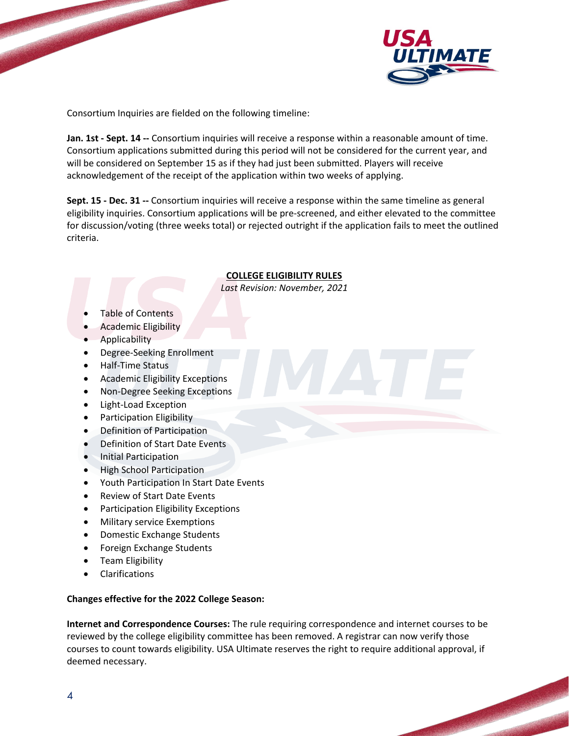Consortium Inquiries are fielded on the following timeline:

**Jan. 1st - Sept. 14 --** Consortium inquiries will receive a response within a reasonable amount of time. Consortium applications submitted during this period will not be considered for the current year, and will be considered on September 15 as if they had just been submitted. Players will receive acknowledgement of the receipt of the application within two weeks of applying.

**Sept. 15 - Dec. 31 --** Consortium inquiries will receive a response within the same timeline as general eligibility inquiries. Consortium applications will be pre-screened, and either elevated to the committee for discussion/voting (three weeks total) or rejected outright if the application fails to meet the outlined criteria.

## COLLEGE ELIGIBILITY RULES

*Last Revision: November, 2021*

- Table of Contents
- Academic Eligibility
- Applicability
- Degree-Seeking Enrollment
- Half-Time Status
- Academic Eligibility Exceptions
- Non-Degree Seeking Exceptions
- Light-Load Exception
- Participation Eligibility
- Definition of Participation
- Definition of Start Date Events
- Initial Participation
- High School Participation
- Youth Participation In Start Date Events
- Review of Start Date Events
- Participation Eligibility Exceptions
- Military service Exemptions
- Domestic Exchange Students
- Foreign Exchange Students
- Team Eligibility
- Clarifications

**Changes effective for the 2022 College Season:**

**Internet and Correspondence Courses:** The rule requiring correspondence and internet courses to be reviewed by the college eligibility committee has been removed. A registrar can now verify those courses to count towards eligibility. USA Ultimate reserves the right to require additional approval, if deemed necessary.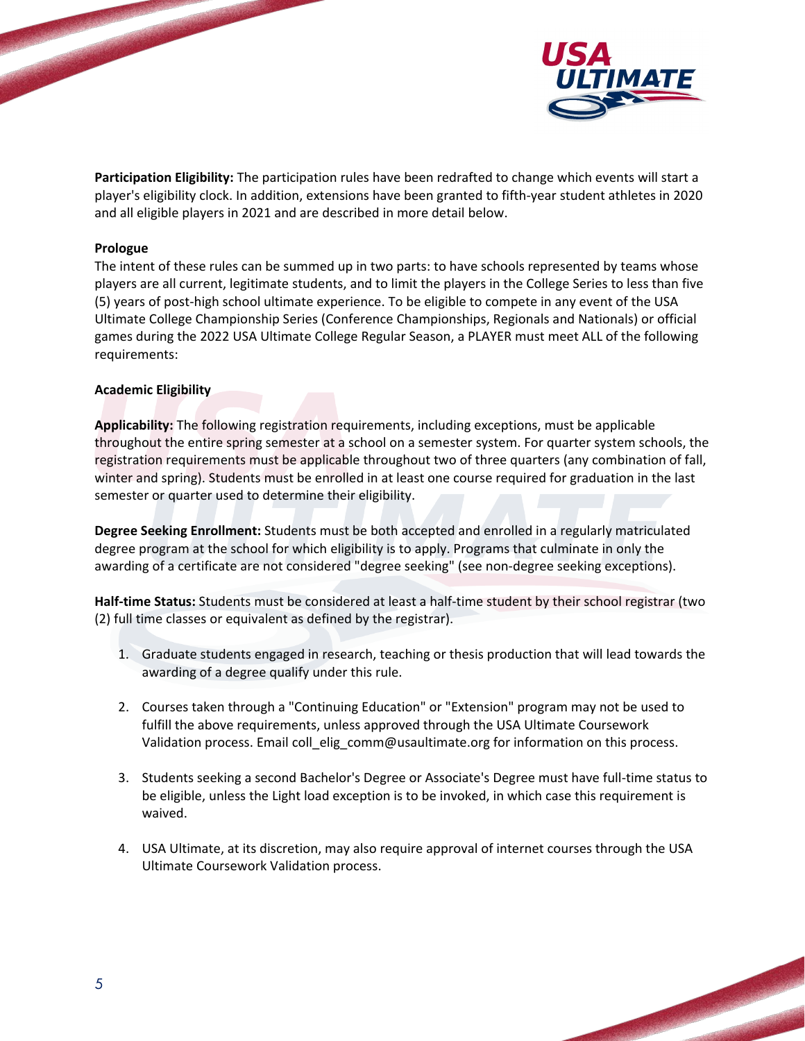**Participation Eligibility:** The participation rules have been redrafted to change which events will start a player's eligibility clock. In addition, extensions have been granted to fifth-year student athletes in 2020 and all eligible players in 2021 and are described in more detail below.

**Prologue**

The intent of these rules can be summed up in two parts: to have schools represented by teams whose players are all current, legitimate students, and to limit the players in the College Series to less than five (5) years of post-high school ultimate experience. To be eligible to compete in any event of the USA Ultimate College Championship Series (Conference Championships, Regionals and Nationals) or official games during the 2022 USA Ultimate College Regular Season, a PLAYER must meet ALL of the following requirements:

**Academic Eligibility**

**Applicability:** The following registration requirements, including exceptions, must be applicable throughout the entire spring semester at a school on a semester system. For quarter system schools, the registration requirements must be applicable throughout two of three quarters (any combination of fall, winter and spring). Students must be enrolled in at least one course required for graduation in the last semester or quarter used to determine their eligibility.

**Degree Seeking Enrollment:** Students must be both accepted and enrolled in a regularly matriculated degree program at the school for which eligibility is to apply. Programs that culminate in only the awarding of a certificate are not considered "degree seeking" (see non-degree seeking exceptions).

**Half-time Status:** Students must be considered at least a half-time student by their school registrar (two (2) full time classes or equivalent as defined by the registrar).

1. Graduate students engaged in research, teaching or thesis production that will lead towards the awarding of a degree qualify under this rule.

2. Courses taken through a "Continuing Education" or "Extension" program may not be used to fulfill the above requirements, unless approved through the USA Ultimate Coursework Validation process. Email coll_elig_comm@usaultimate.org for information on this process.

3. Students seeking a second Bachelor's Degree or Associate's Degree must have full-time status to be eligible, unless the Light load exception is to be invoked, in which case this requirement is waived.

4. USA Ultimate, at its discretion, may also require approval of internet courses through the USA Ultimate Coursework Validation process.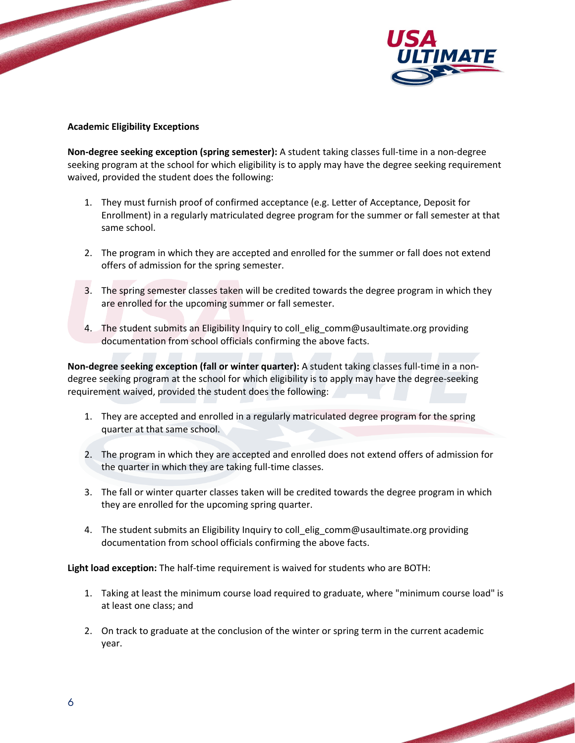**Academic Eligibility Exceptions**

**Non-degree seeking exception (spring semester):** A student taking classes full-time in a non-degree seeking program at the school for which eligibility is to apply may have the degree seeking requirement waived, provided the student does the following:

1. They must furnish proof of confirmed acceptance (e.g. Letter of Acceptance, Deposit for Enrollment) in a regularly matriculated degree program for the summer or fall semester at that same school.
2. The program in which they are accepted and enrolled for the summer or fall does not extend offers of admission for the spring semester.
3. The spring semester classes taken will be credited towards the degree program in which they are enrolled for the upcoming summer or fall semester.
4. The student submits an Eligibility Inquiry to coll_elig_comm@usaultimate.org providing documentation from school officials confirming the above facts.

**Non-degree seeking exception (fall or winter quarter):** A student taking classes full-time in a non-degree seeking program at the school for which eligibility is to apply may have the degree-seeking requirement waived, provided the student does the following:

1. They are accepted and enrolled in a regularly matriculated degree program for the spring quarter at that same school.
2. The program in which they are accepted and enrolled does not extend offers of admission for the quarter in which they are taking full-time classes.
3. The fall or winter quarter classes taken will be credited towards the degree program in which they are enrolled for the upcoming spring quarter.
4. The student submits an Eligibility Inquiry to coll_elig_comm@usaultimate.org providing documentation from school officials confirming the above facts.

**Light load exception:** The half-time requirement is waived for students who are BOTH:

1. Taking at least the minimum course load required to graduate, where "minimum course load" is at least one class; and
2. On track to graduate at the conclusion of the winter or spring term in the current academic year.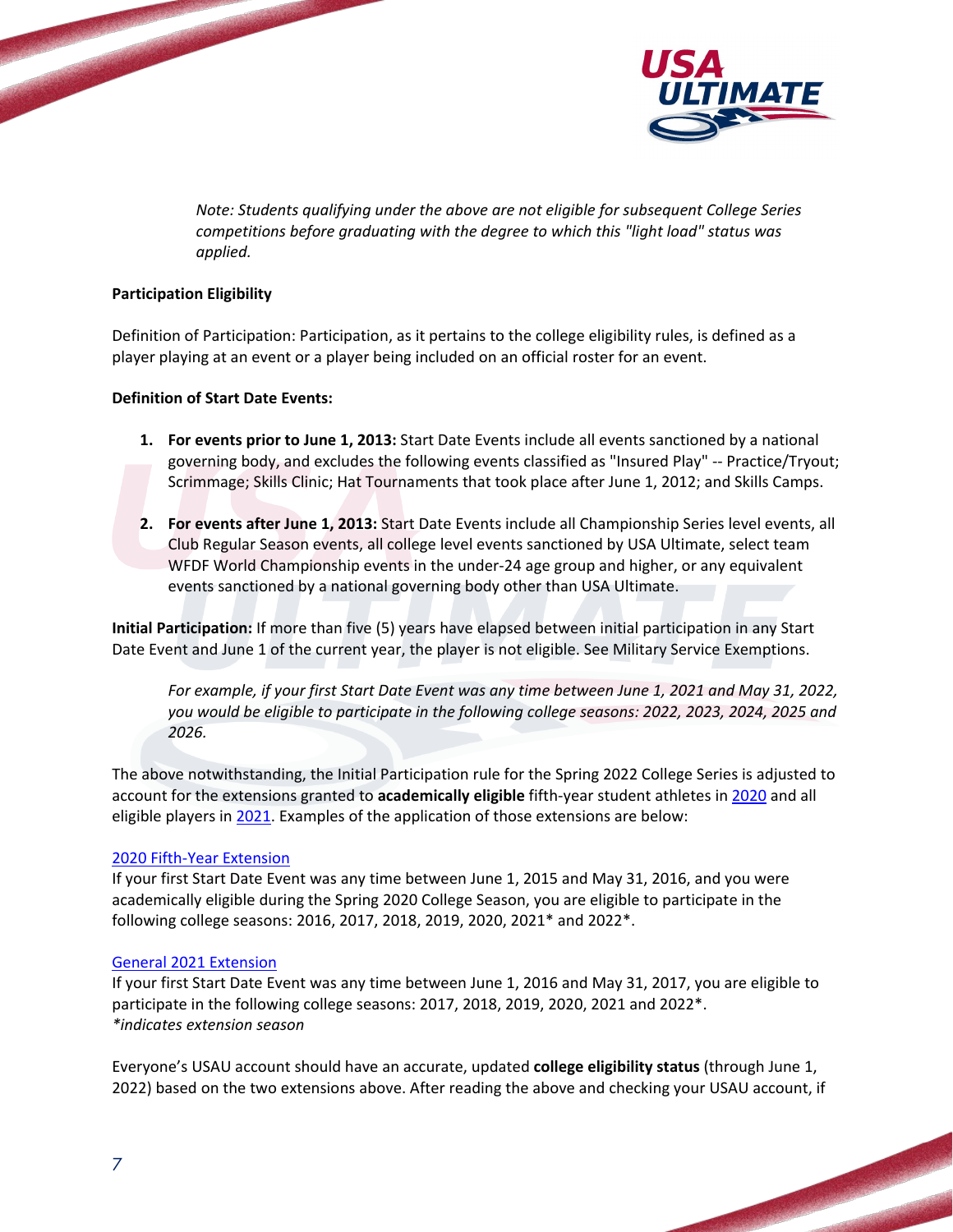*Note: Students qualifying under the above are not eligible for subsequent College Series competitions before graduating with the degree to which this "light load" status was applied.*

**Participation Eligibility**

Definition of Participation: Participation, as it pertains to the college eligibility rules, is defined as a player playing at an event or a player being included on an official roster for an event.

**Definition of Start Date Events:**

1. **For events prior to June 1, 2013:** Start Date Events include all events sanctioned by a national governing body, and excludes the following events classified as "Insured Play" -- Practice/Tryout; Scrimmage; Skills Clinic; Hat Tournaments that took place after June 1, 2012; and Skills Camps.

2. **For events after June 1, 2013:** Start Date Events include all Championship Series level events, all Club Regular Season events, all college level events sanctioned by USA Ultimate, select team WFDF World Championship events in the under-24 age group and higher, or any equivalent events sanctioned by a national governing body other than USA Ultimate.

**Initial Participation:** If more than five (5) years have elapsed between initial participation in any Start Date Event and June 1 of the current year, the player is not eligible. See Military Service Exemptions.

> *For example, if your first Start Date Event was any time between June 1, 2021 and May 31, 2022, you would be eligible to participate in the following college seasons: 2022, 2023, 2024, 2025 and 2026.*

The above notwithstanding, the Initial Participation rule for the Spring 2022 College Series is adjusted to account for the extensions granted to **academically eligible** fifth-year student athletes in 2020 and all eligible players in 2021. Examples of the application of those extensions are below:

2020 Fifth-Year Extension
If your first Start Date Event was any time between June 1, 2015 and May 31, 2016, and you were academically eligible during the Spring 2020 College Season, you are eligible to participate in the following college seasons: 2016, 2017, 2018, 2019, 2020, 2021* and 2022*.

General 2021 Extension
If your first Start Date Event was any time between June 1, 2016 and May 31, 2017, you are eligible to participate in the following college seasons: 2017, 2018, 2019, 2020, 2021 and 2022*.
**indicates extension season*

Everyone's USAU account should have an accurate, updated **college eligibility status** (through June 1, 2022) based on the two extensions above. After reading the above and checking your USAU account, if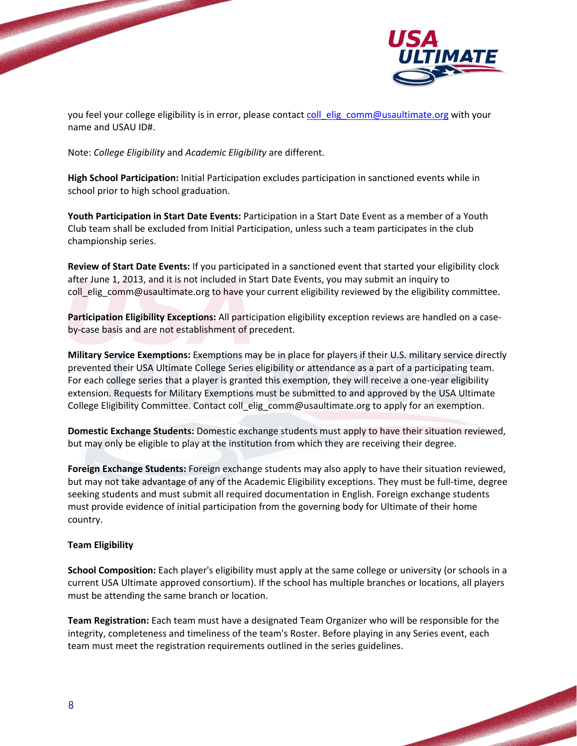you feel your college eligibility is in error, please contact coll_elig_comm@usaultimate.org with your name and USAU ID#.

Note: *College Eligibility* and *Academic Eligibility* are different.

**High School Participation:** Initial Participation excludes participation in sanctioned events while in school prior to high school graduation.

**Youth Participation in Start Date Events:** Participation in a Start Date Event as a member of a Youth Club team shall be excluded from Initial Participation, unless such a team participates in the club championship series.

**Review of Start Date Events:** If you participated in a sanctioned event that started your eligibility clock after June 1, 2013, and it is not included in Start Date Events, you may submit an inquiry to coll_elig_comm@usaultimate.org to have your current eligibility reviewed by the eligibility committee.

**Participation Eligibility Exceptions:** All participation eligibility exception reviews are handled on a case-by-case basis and are not establishment of precedent.

**Military Service Exemptions:** Exemptions may be in place for players if their U.S. military service directly prevented their USA Ultimate College Series eligibility or attendance as a part of a participating team. For each college series that a player is granted this exemption, they will receive a one-year eligibility extension. Requests for Military Exemptions must be submitted to and approved by the USA Ultimate College Eligibility Committee. Contact coll_elig_comm@usaultimate.org to apply for an exemption.

**Domestic Exchange Students:** Domestic exchange students must apply to have their situation reviewed, but may only be eligible to play at the institution from which they are receiving their degree.

**Foreign Exchange Students:** Foreign exchange students may also apply to have their situation reviewed, but may not take advantage of any of the Academic Eligibility exceptions. They must be full-time, degree seeking students and must submit all required documentation in English. Foreign exchange students must provide evidence of initial participation from the governing body for Ultimate of their home country.

**Team Eligibility**

**School Composition:** Each player's eligibility must apply at the same college or university (or schools in a current USA Ultimate approved consortium). If the school has multiple branches or locations, all players must be attending the same branch or location.

**Team Registration:** Each team must have a designated Team Organizer who will be responsible for the integrity, completeness and timeliness of the team's Roster. Before playing in any Series event, each team must meet the registration requirements outlined in the series guidelines.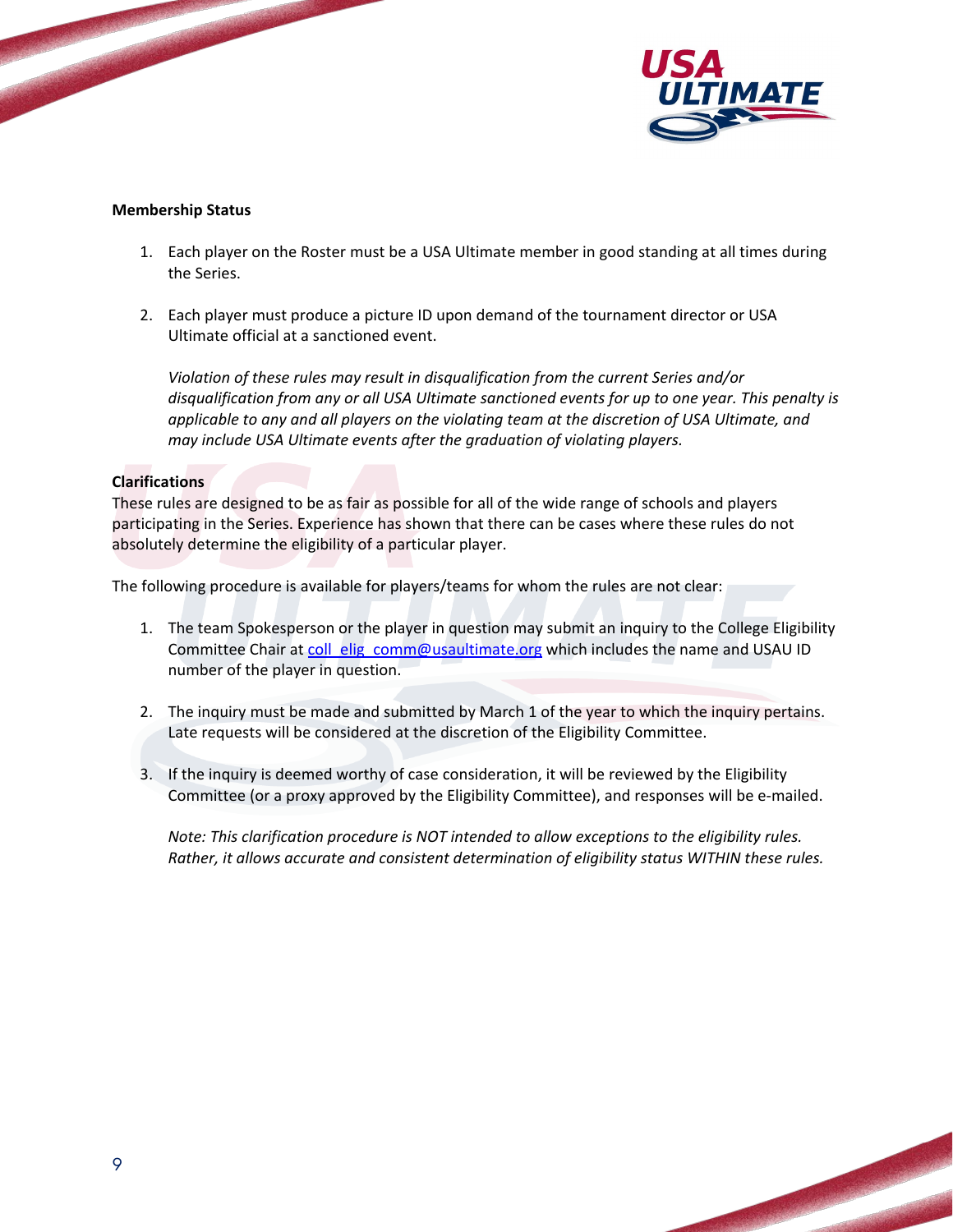**Membership Status**

1. Each player on the Roster must be a USA Ultimate member in good standing at all times during the Series.

2. Each player must produce a picture ID upon demand of the tournament director or USA Ultimate official at a sanctioned event.

   *Violation of these rules may result in disqualification from the current Series and/or disqualification from any or all USA Ultimate sanctioned events for up to one year. This penalty is applicable to any and all players on the violating team at the discretion of USA Ultimate, and may include USA Ultimate events after the graduation of violating players.*

**Clarifications**

These rules are designed to be as fair as possible for all of the wide range of schools and players participating in the Series. Experience has shown that there can be cases where these rules do not absolutely determine the eligibility of a particular player.

The following procedure is available for players/teams for whom the rules are not clear:

1. The team Spokesperson or the player in question may submit an inquiry to the College Eligibility Committee Chair at coll_elig_comm@usaultimate.org which includes the name and USAU ID number of the player in question.

2. The inquiry must be made and submitted by March 1 of the year to which the inquiry pertains. Late requests will be considered at the discretion of the Eligibility Committee.

3. If the inquiry is deemed worthy of case consideration, it will be reviewed by the Eligibility Committee (or a proxy approved by the Eligibility Committee), and responses will be e-mailed.

   *Note: This clarification procedure is NOT intended to allow exceptions to the eligibility rules. Rather, it allows accurate and consistent determination of eligibility status WITHIN these rules.*